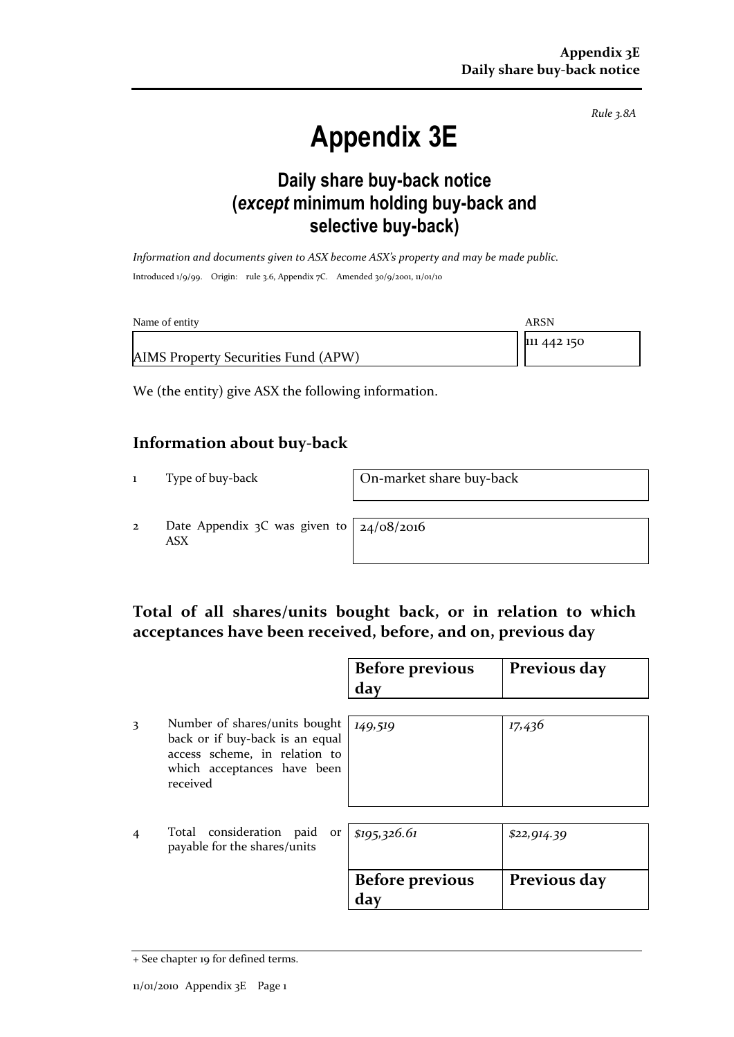*Rule 3.8A*

# Appendix 3E

## Daily share buy-back notice (*except* minimum holding buy-back and selective buy-back)

*Information and documents given to ASX become ASX's property and may be made public.*

Introduced 1/9/99. Origin: rule 3.6, Appendix 7C. Amended 30/9/2001, 11/01/10

| Name of entity | ARSN |
|---|---|
| AIMS Property Securities Fund (APW) | 111 442 150 |

We (the entity) give ASX the following information.

## Information about buy-back

| | | |
|---|---|---|
| 1 | Type of buy-back | On-market share buy-back |
| 2 | Date Appendix 3C was given to ASX | 24/08/2016 |

## Total of all shares/units bought back, or in relation to which acceptances have been received, before, and on, previous day

| | | Before previous day | Previous day |
|---|---|---|---|
| 3 | Number of shares/units bought back or if buy-back is an equal access scheme, in relation to which acceptances have been received | *149,519* | *17,436* |
| 4 | Total consideration paid or payable for the shares/units | *$195,326.61* | *$22,914.39* |

| Before previous day | Previous day |
|---|---|

+ See chapter 19 for defined terms.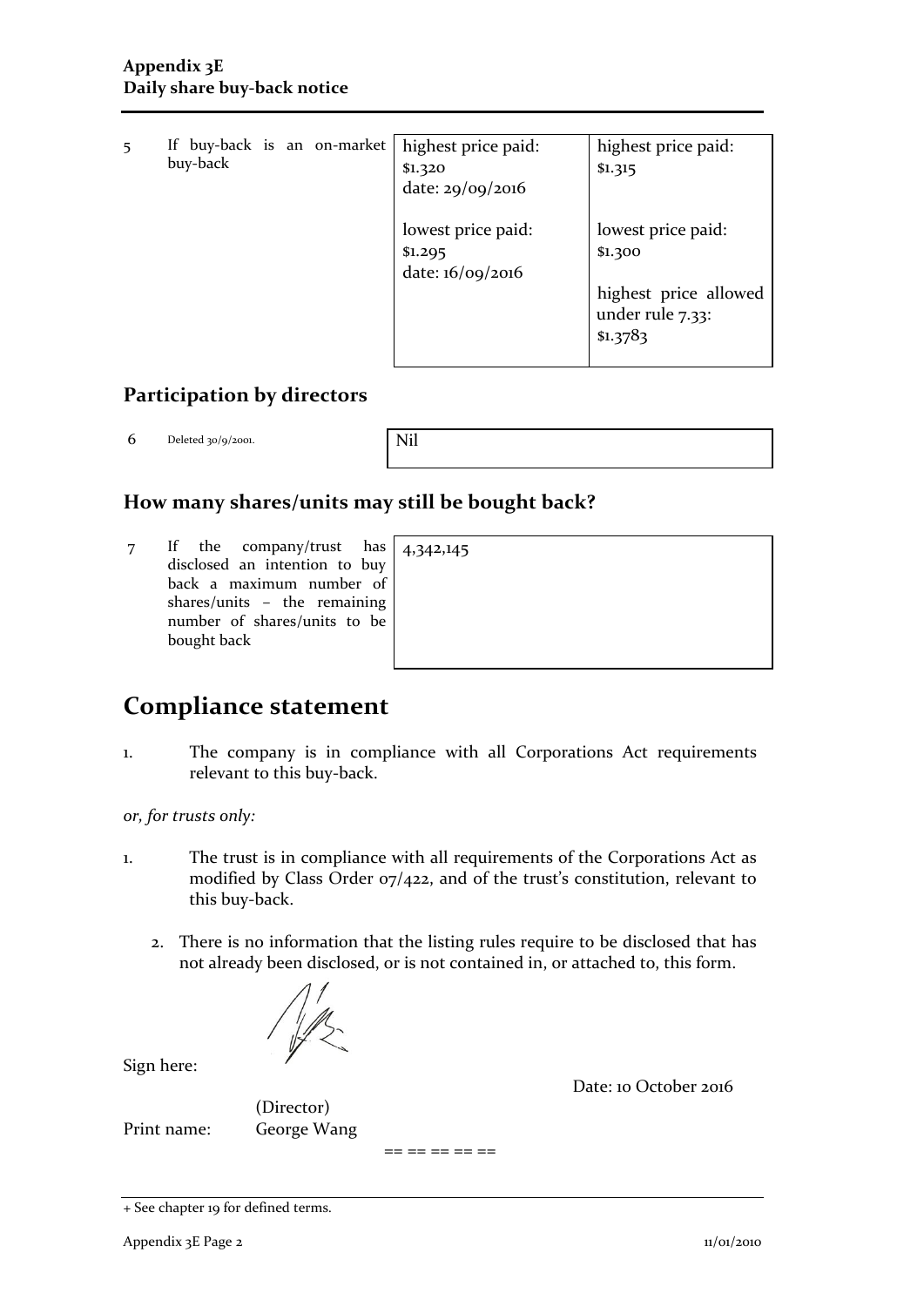| | | | |
|---|---|---|---|
| 5 | If buy-back is an on-market buy-back | highest price paid: \$1.320<br>date: 29/09/2016<br><br>lowest price paid: \$1.295<br>date: 16/09/2016 | highest price paid: \$1.315<br><br>lowest price paid: \$1.300<br><br>highest price allowed under rule 7.33: \$1.3783 |

## Participation by directors

| | | |
|---|---|---|
| 6 | Deleted 30/9/2001. | Nil |

## How many shares/units may still be bought back?

| | | |
|---|---|---|
| 7 | If the company/trust has disclosed an intention to buy back a maximum number of shares/units – the remaining number of shares/units to be bought back | 4,342,145 |

# Compliance statement

1. The company is in compliance with all Corporations Act requirements relevant to this buy-back.

*or, for trusts only:*

1. The trust is in compliance with all requirements of the Corporations Act as modified by Class Order 07/422, and of the trust's constitution, relevant to this buy-back.

2. There is no information that the listing rules require to be disclosed that has not already been disclosed, or is not contained in, or attached to, this form.

Sign here:

(Director)

Date: 10 October 2016

Print name: George Wang

== == == == ==

+ See chapter 19 for defined terms.